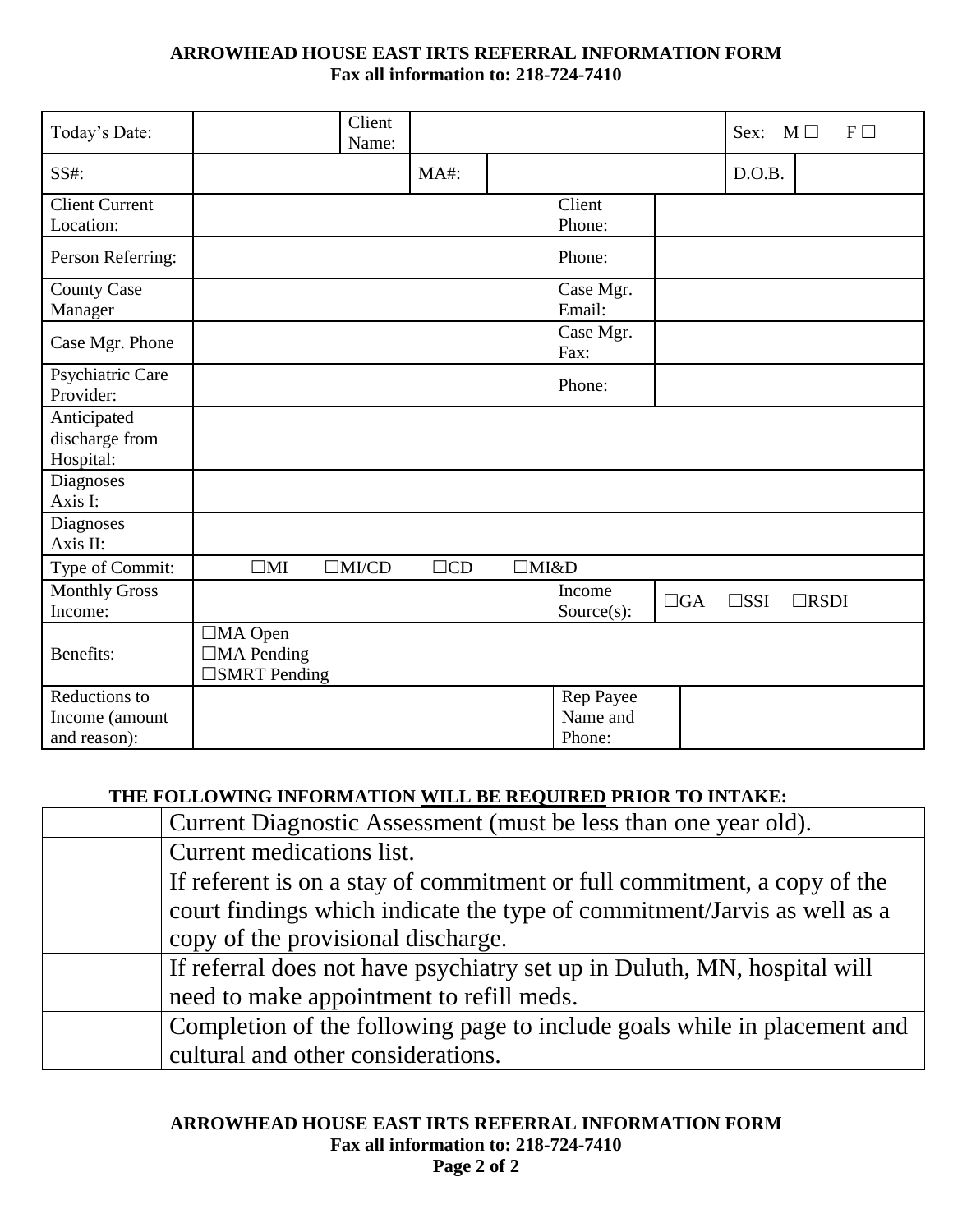**ARROWHEAD HOUSE EAST IRTS REFERRAL INFORMATION FORM**
**Fax all information to: 218-724-7410**

| Today's Date: | | Client Name: | | Sex: M ☐ F ☐ |
|---|---|---|---|---|
| SS#: | | MA#: | | D.O.B. |
| Client Current Location: | | Client Phone: | | |
| Person Referring: | | Phone: | | |
| County Case Manager | | Case Mgr. Email: | | |
| Case Mgr. Phone | | Case Mgr. Fax: | | |
| Psychiatric Care Provider: | | Phone: | | |
| Anticipated discharge from Hospital: | | | | |
| Diagnoses Axis I: | | | | |
| Diagnoses Axis II: | | | | |
| Type of Commit: | ☐MI ☐MI/CD ☐CD ☐MI&D | | | |
| Monthly Gross Income: | | Income Source(s): | ☐GA ☐SSI ☐RSDI | |
| Benefits: | ☐MA Open<br>☐MA Pending<br>☐SMRT Pending | | | |
| Reductions to Income (amount and reason): | | Rep Payee Name and Phone: | | |

**THE FOLLOWING INFORMATION WILL BE REQUIRED PRIOR TO INTAKE:**

| | |
|---|---|
| | Current Diagnostic Assessment (must be less than one year old). |
| | Current medications list. |
| | If referent is on a stay of commitment or full commitment, a copy of the court findings which indicate the type of commitment/Jarvis as well as a copy of the provisional discharge. |
| | If referral does not have psychiatry set up in Duluth, MN, hospital will need to make appointment to refill meds. |
| | Completion of the following page to include goals while in placement and cultural and other considerations. |

**ARROWHEAD HOUSE EAST IRTS REFERRAL INFORMATION FORM**
**Fax all information to: 218-724-7410**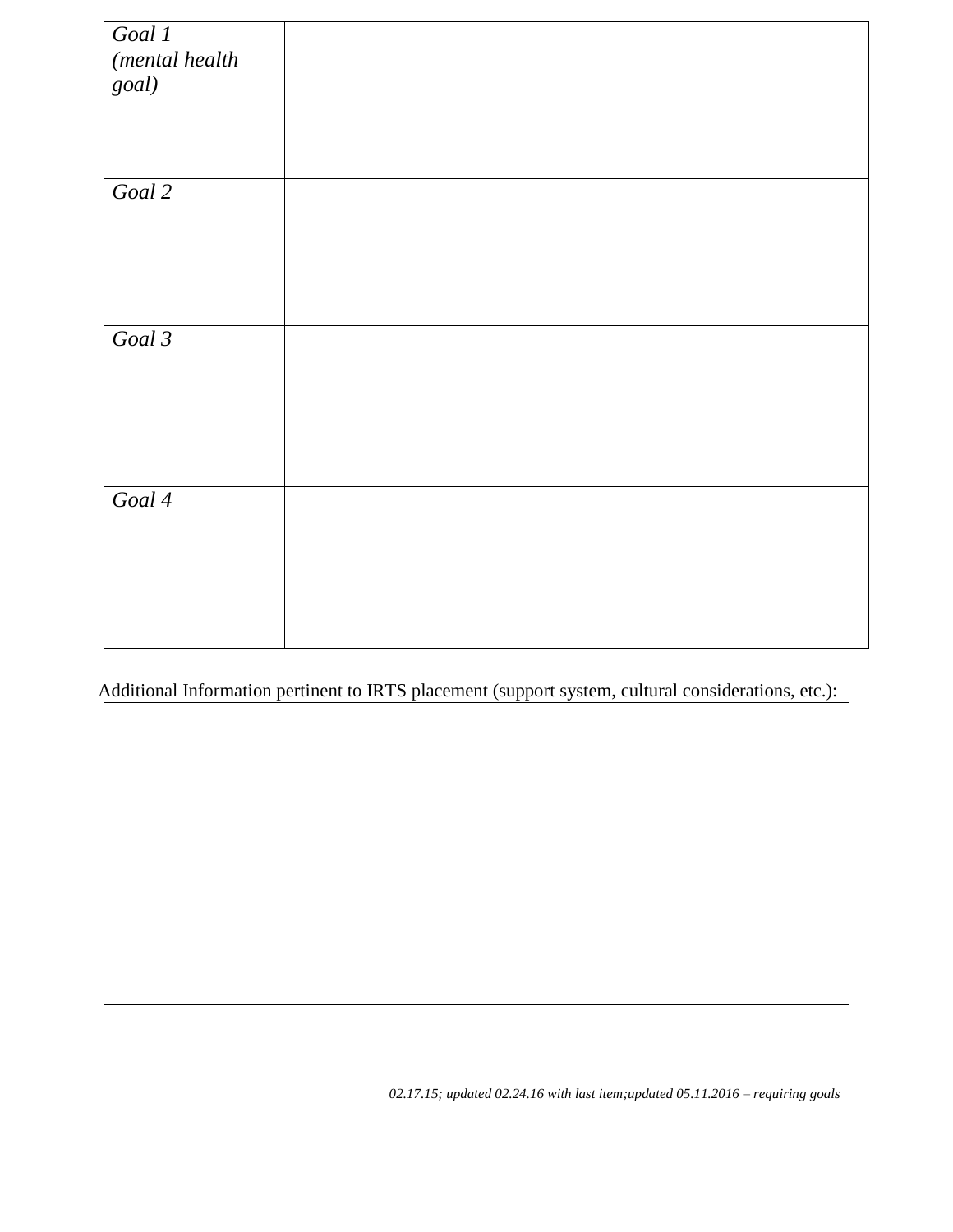| | |
|---|---|
| *Goal 1 (mental health goal)* | |
| *Goal 2* | |
| *Goal 3* | |
| *Goal 4* | |

Additional Information pertinent to IRTS placement (support system, cultural considerations, etc.):

| |
|---|
| |

*02.17.15; updated 02.24.16 with last item;updated 05.11.2016 – requiring goals*